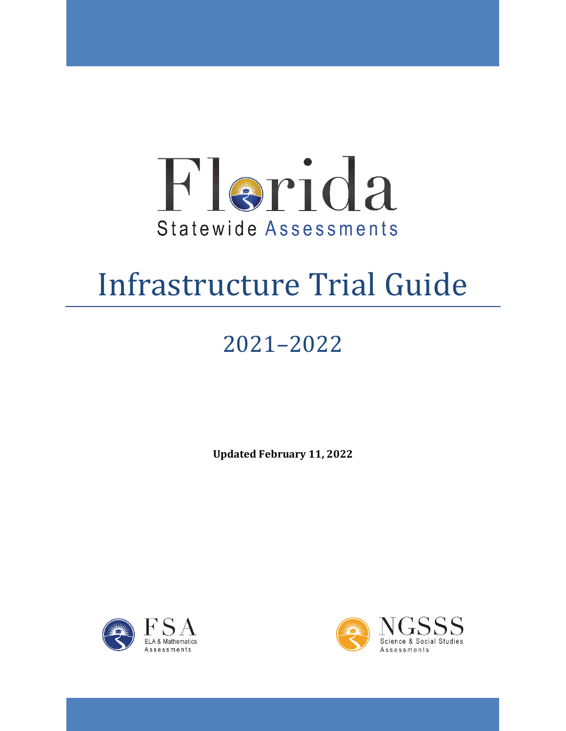Florida Statewide Assessments

# Infrastructure Trial Guide

## 2021–2022

**Updated February 11, 2022**

FSA ELA & Mathematics Assessments

NGSSS Science & Social Studies Assessments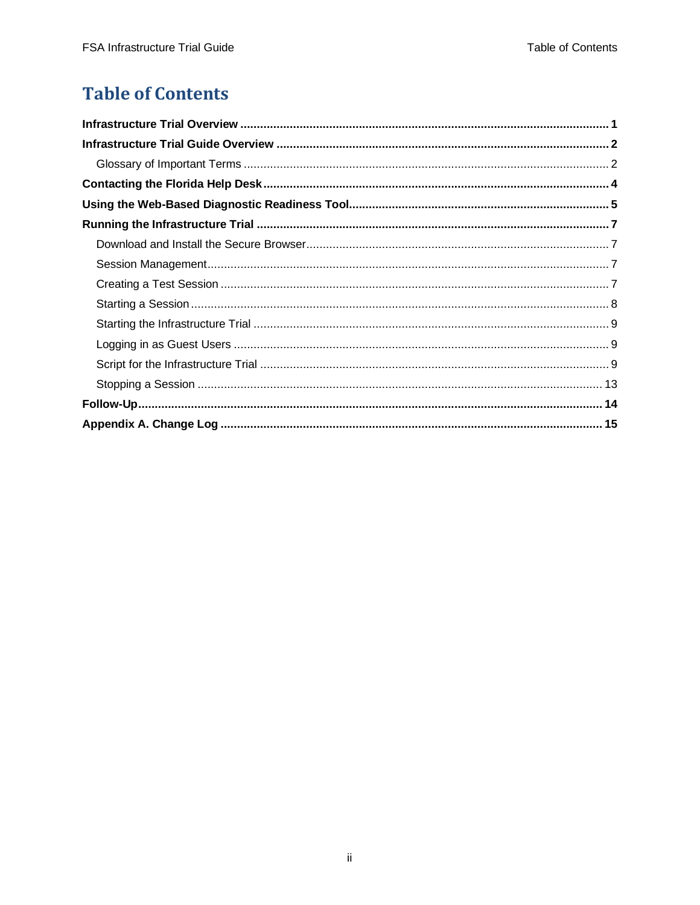# Table of Contents

**Infrastructure Trial Overview** ..... **1**

**Infrastructure Trial Guide Overview** ..... **2**

- Glossary of Important Terms ..... 2

**Contacting the Florida Help Desk** ..... **4**

**Using the Web-Based Diagnostic Readiness Tool** ..... **5**

**Running the Infrastructure Trial** ..... **7**

- Download and Install the Secure Browser ..... 7
- Session Management ..... 7
- Creating a Test Session ..... 7
- Starting a Session ..... 8
- Starting the Infrastructure Trial ..... 9
- Logging in as Guest Users ..... 9
- Script for the Infrastructure Trial ..... 9
- Stopping a Session ..... 13

**Follow-Up** ..... **14**

**Appendix A. Change Log** ..... **15**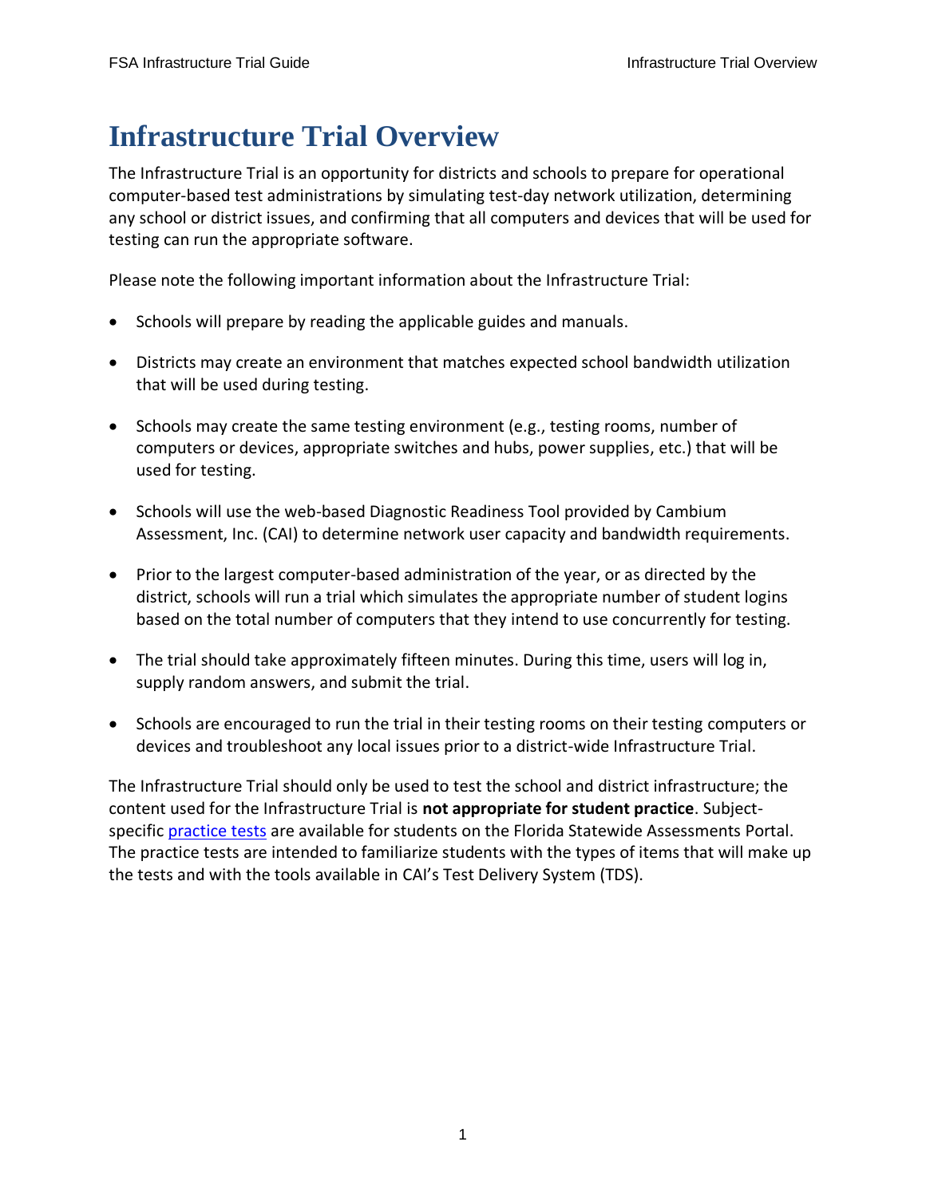# Infrastructure Trial Overview

The Infrastructure Trial is an opportunity for districts and schools to prepare for operational computer-based test administrations by simulating test-day network utilization, determining any school or district issues, and confirming that all computers and devices that will be used for testing can run the appropriate software.

Please note the following important information about the Infrastructure Trial:

- Schools will prepare by reading the applicable guides and manuals.
- Districts may create an environment that matches expected school bandwidth utilization that will be used during testing.
- Schools may create the same testing environment (e.g., testing rooms, number of computers or devices, appropriate switches and hubs, power supplies, etc.) that will be used for testing.
- Schools will use the web-based Diagnostic Readiness Tool provided by Cambium Assessment, Inc. (CAI) to determine network user capacity and bandwidth requirements.
- Prior to the largest computer-based administration of the year, or as directed by the district, schools will run a trial which simulates the appropriate number of student logins based on the total number of computers that they intend to use concurrently for testing.
- The trial should take approximately fifteen minutes. During this time, users will log in, supply random answers, and submit the trial.
- Schools are encouraged to run the trial in their testing rooms on their testing computers or devices and troubleshoot any local issues prior to a district-wide Infrastructure Trial.

The Infrastructure Trial should only be used to test the school and district infrastructure; the content used for the Infrastructure Trial is **not appropriate for student practice**. Subject-specific practice tests are available for students on the Florida Statewide Assessments Portal. The practice tests are intended to familiarize students with the types of items that will make up the tests and with the tools available in CAI's Test Delivery System (TDS).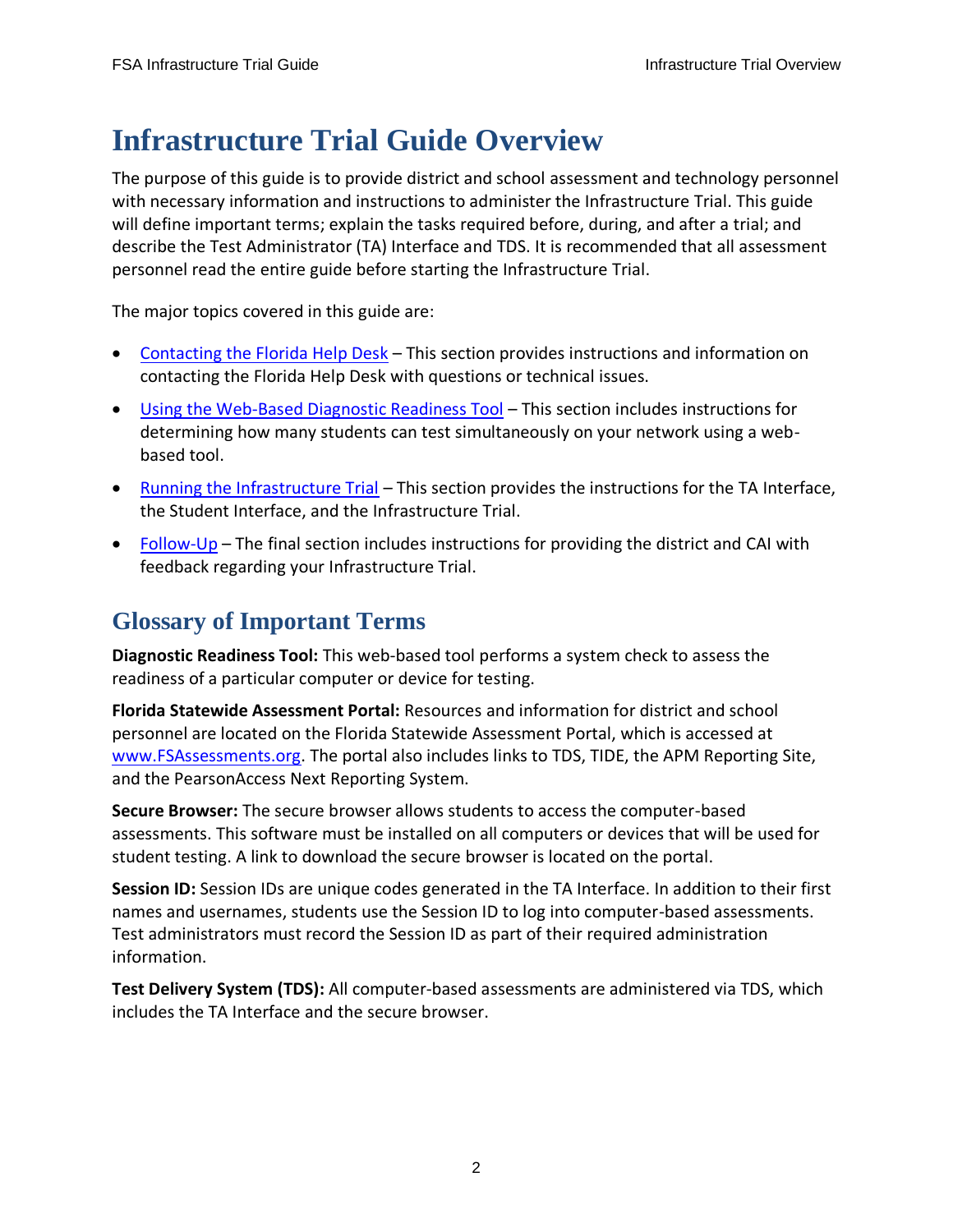# Infrastructure Trial Guide Overview

The purpose of this guide is to provide district and school assessment and technology personnel with necessary information and instructions to administer the Infrastructure Trial. This guide will define important terms; explain the tasks required before, during, and after a trial; and describe the Test Administrator (TA) Interface and TDS. It is recommended that all assessment personnel read the entire guide before starting the Infrastructure Trial.

The major topics covered in this guide are:

- Contacting the Florida Help Desk – This section provides instructions and information on contacting the Florida Help Desk with questions or technical issues.
- Using the Web-Based Diagnostic Readiness Tool – This section includes instructions for determining how many students can test simultaneously on your network using a web-based tool.
- Running the Infrastructure Trial – This section provides the instructions for the TA Interface, the Student Interface, and the Infrastructure Trial.
- Follow-Up – The final section includes instructions for providing the district and CAI with feedback regarding your Infrastructure Trial.

## Glossary of Important Terms

**Diagnostic Readiness Tool:** This web-based tool performs a system check to assess the readiness of a particular computer or device for testing.

**Florida Statewide Assessment Portal:** Resources and information for district and school personnel are located on the Florida Statewide Assessment Portal, which is accessed at www.FSAssessments.org. The portal also includes links to TDS, TIDE, the APM Reporting Site, and the PearsonAccess Next Reporting System.

**Secure Browser:** The secure browser allows students to access the computer-based assessments. This software must be installed on all computers or devices that will be used for student testing. A link to download the secure browser is located on the portal.

**Session ID:** Session IDs are unique codes generated in the TA Interface. In addition to their first names and usernames, students use the Session ID to log into computer-based assessments. Test administrators must record the Session ID as part of their required administration information.

**Test Delivery System (TDS):** All computer-based assessments are administered via TDS, which includes the TA Interface and the secure browser.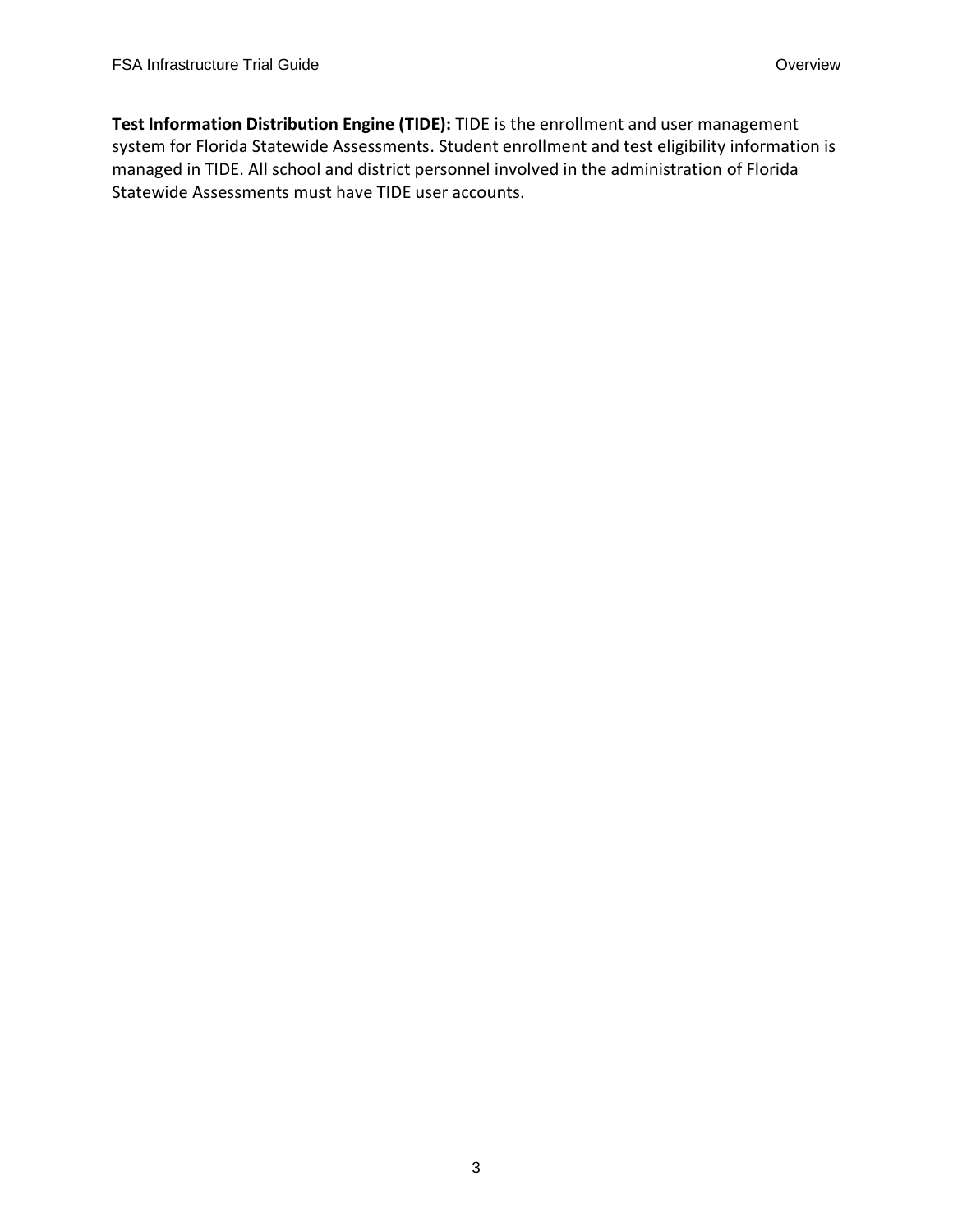**Test Information Distribution Engine (TIDE):** TIDE is the enrollment and user management system for Florida Statewide Assessments. Student enrollment and test eligibility information is managed in TIDE. All school and district personnel involved in the administration of Florida Statewide Assessments must have TIDE user accounts.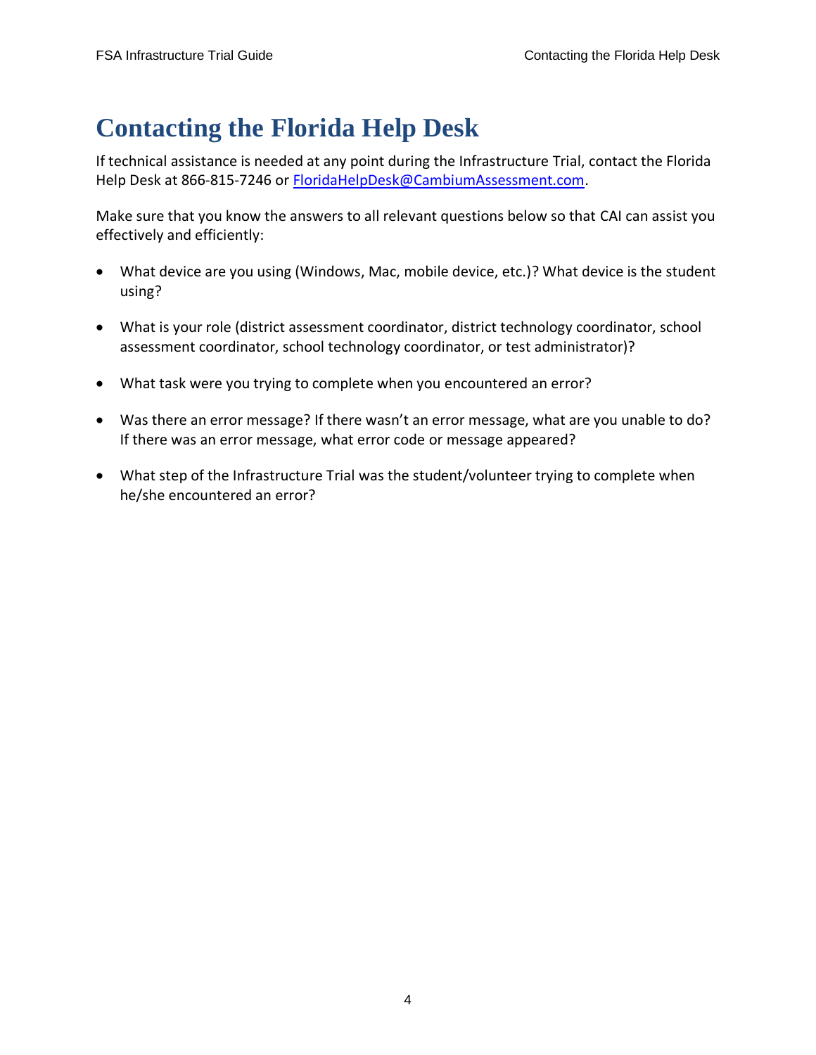# Contacting the Florida Help Desk

If technical assistance is needed at any point during the Infrastructure Trial, contact the Florida Help Desk at 866-815-7246 or FloridaHelpDesk@CambiumAssessment.com.

Make sure that you know the answers to all relevant questions below so that CAI can assist you effectively and efficiently:

- What device are you using (Windows, Mac, mobile device, etc.)? What device is the student using?
- What is your role (district assessment coordinator, district technology coordinator, school assessment coordinator, school technology coordinator, or test administrator)?
- What task were you trying to complete when you encountered an error?
- Was there an error message? If there wasn't an error message, what are you unable to do? If there was an error message, what error code or message appeared?
- What step of the Infrastructure Trial was the student/volunteer trying to complete when he/she encountered an error?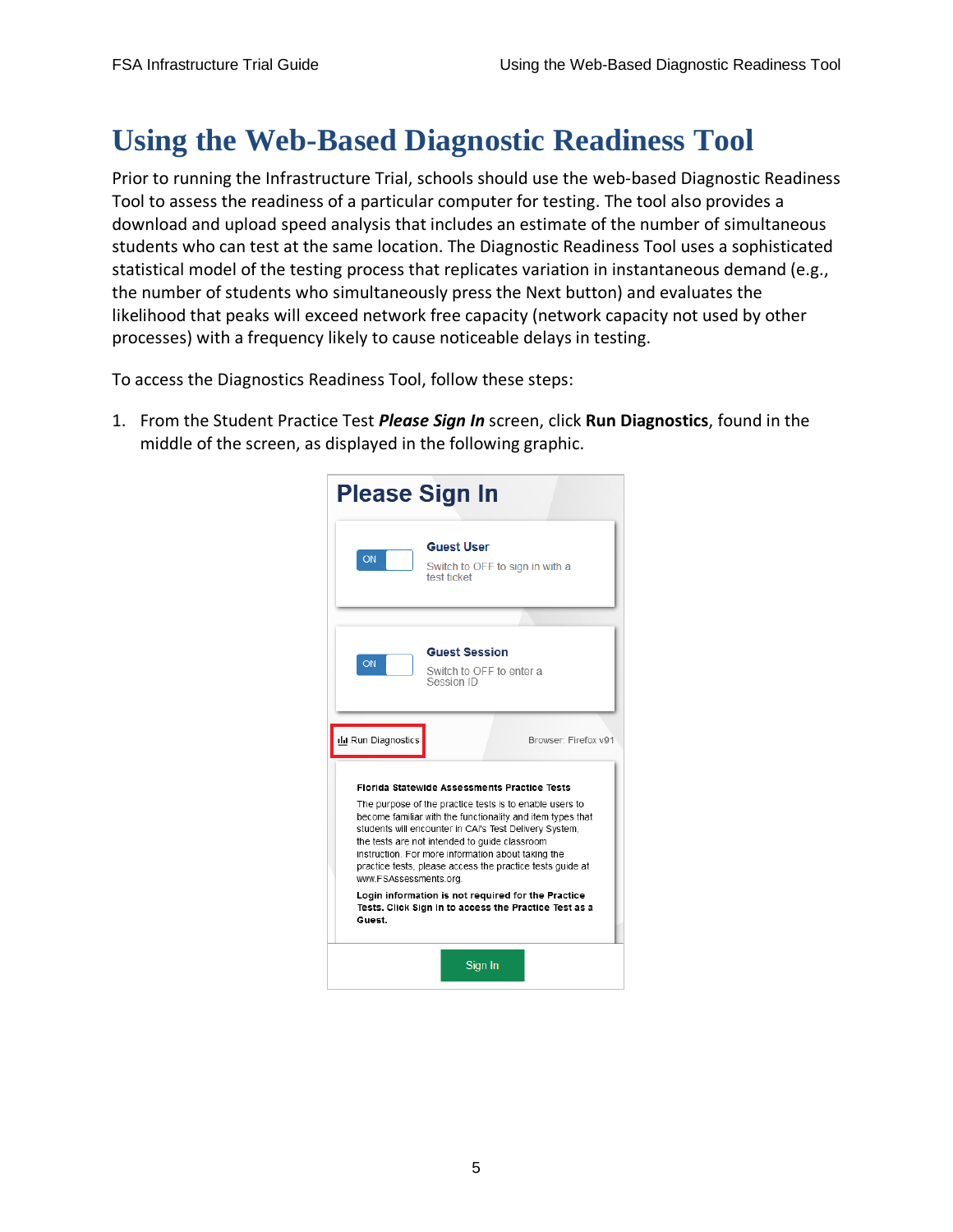# Using the Web-Based Diagnostic Readiness Tool

Prior to running the Infrastructure Trial, schools should use the web-based Diagnostic Readiness Tool to assess the readiness of a particular computer for testing. The tool also provides a download and upload speed analysis that includes an estimate of the number of simultaneous students who can test at the same location. The Diagnostic Readiness Tool uses a sophisticated statistical model of the testing process that replicates variation in instantaneous demand (e.g., the number of students who simultaneously press the Next button) and evaluates the likelihood that peaks will exceed network free capacity (network capacity not used by other processes) with a frequency likely to cause noticeable delays in testing.

To access the Diagnostics Readiness Tool, follow these steps:

1. From the Student Practice Test ***Please Sign In*** screen, click **Run Diagnostics**, found in the middle of the screen, as displayed in the following graphic.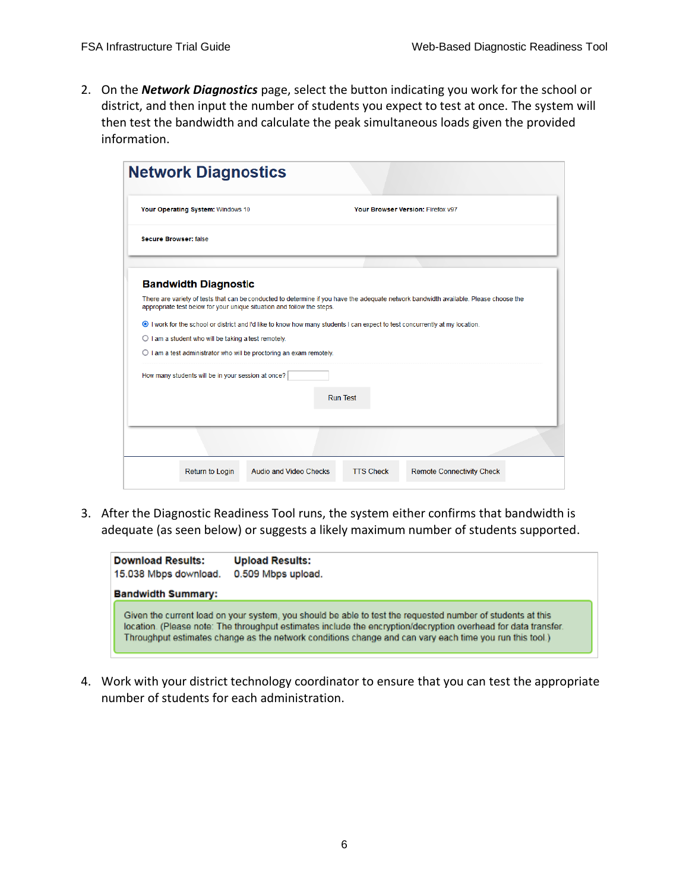2. On the ***Network Diagnostics*** page, select the button indicating you work for the school or district, and then input the number of students you expect to test at once. The system will then test the bandwidth and calculate the peak simultaneous loads given the provided information.

# Network Diagnostics

**Your Operating System:** Windows 10 **Your Browser Version:** Firefox v97

**Secure Browser:** false

## Bandwidth Diagnostic

There are variety of tests that can be conducted to determine if you have the adequate network bandwidth available. Please choose the appropriate test below for your unique situation and follow the steps.

- (●) I work for the school or district and I'd like to know how many students I can expect to test concurrently at my location.
- ( ) I am a student who will be taking a test remotely.
- ( ) I am a test administrator who will be proctoring an exam remotely.

How many students will be in your session at once? [ ]

Run Test

Return to Login | Audio and Video Checks | TTS Check | Remote Connectivity Check

3. After the Diagnostic Readiness Tool runs, the system either confirms that bandwidth is adequate (as seen below) or suggests a likely maximum number of students supported.

| **Download Results:** | **Upload Results:** |
| --- | --- |
| 15.038 Mbps download. | 0.509 Mbps upload. |

**Bandwidth Summary:**

Given the current load on your system, you should be able to test the requested number of students at this location. (Please note: The throughput estimates include the encryption/decryption overhead for data transfer. Throughput estimates change as the network conditions change and can vary each time you run this tool.)

4. Work with your district technology coordinator to ensure that you can test the appropriate number of students for each administration.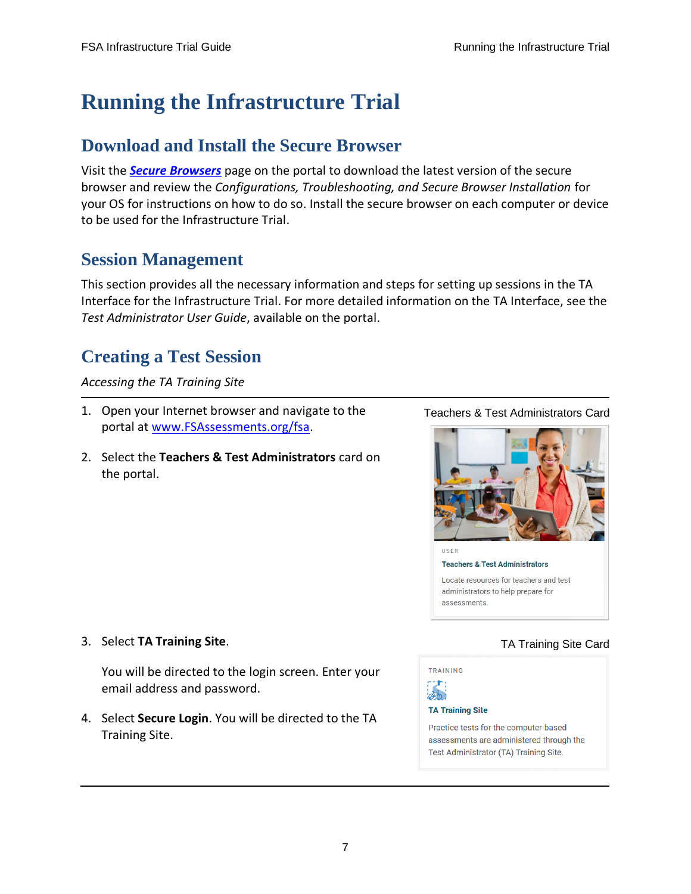# Running the Infrastructure Trial

## Download and Install the Secure Browser

Visit the ***Secure Browsers*** page on the portal to download the latest version of the secure browser and review the *Configurations, Troubleshooting, and Secure Browser Installation* for your OS for instructions on how to do so. Install the secure browser on each computer or device to be used for the Infrastructure Trial.

## Session Management

This section provides all the necessary information and steps for setting up sessions in the TA Interface for the Infrastructure Trial. For more detailed information on the TA Interface, see the *Test Administrator User Guide*, available on the portal.

## Creating a Test Session

*Accessing the TA Training Site*

1. Open your Internet browser and navigate to the portal at www.FSAssessments.org/fsa.

2. Select the **Teachers & Test Administrators** card on the portal.

Teachers & Test Administrators Card

USER

Teachers & Test Administrators

Locate resources for teachers and test administrators to help prepare for assessments.

3. Select **TA Training Site**.

   You will be directed to the login screen. Enter your email address and password.

4. Select **Secure Login**. You will be directed to the TA Training Site.

TA Training Site Card

TRAINING

TA Training Site

Practice tests for the computer-based assessments are administered through the Test Administrator (TA) Training Site.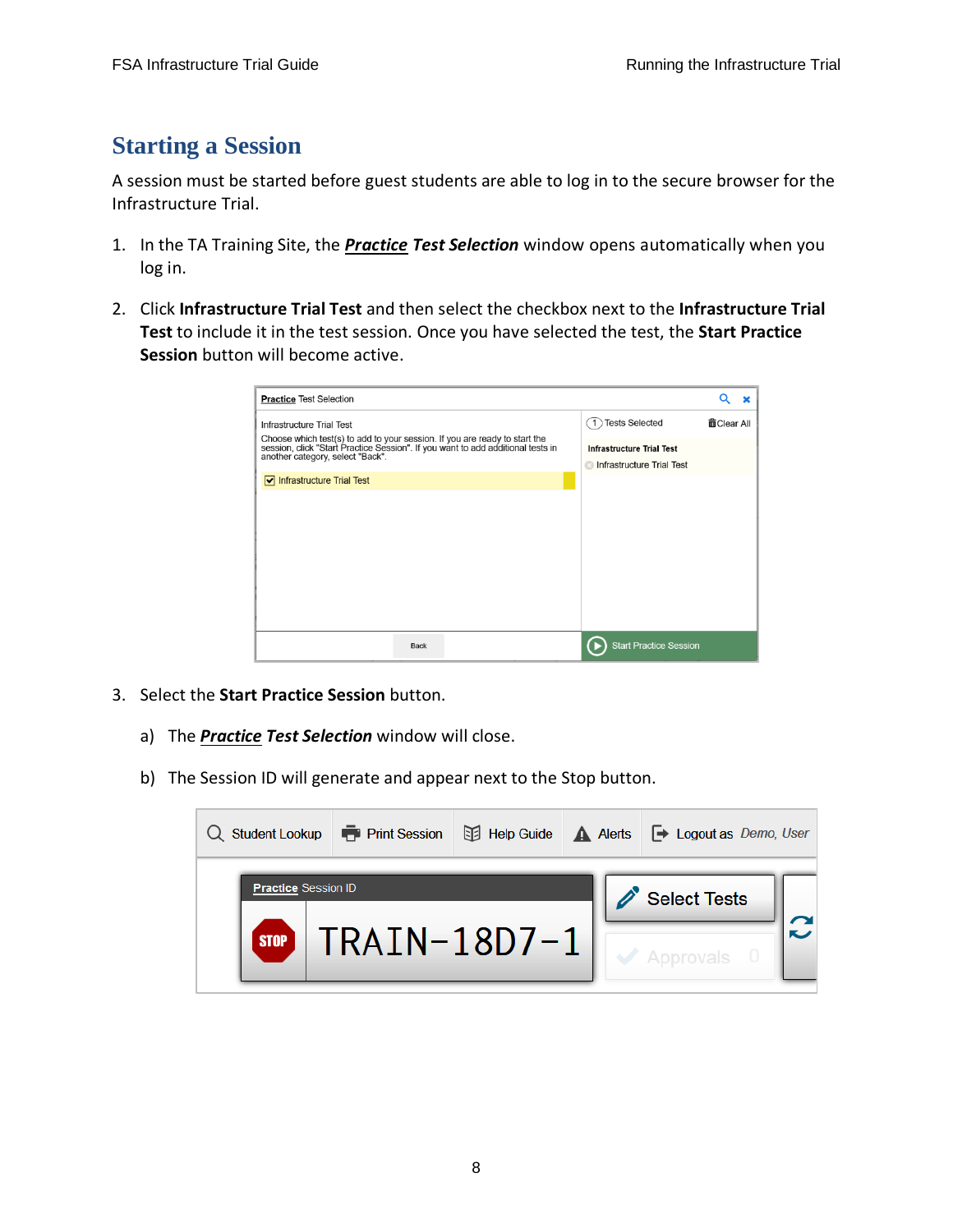## Starting a Session

A session must be started before guest students are able to log in to the secure browser for the Infrastructure Trial.

1. In the TA Training Site, the ***Practice Test Selection*** window opens automatically when you log in.
2. Click **Infrastructure Trial Test** and then select the checkbox next to the **Infrastructure Trial Test** to include it in the test session. Once you have selected the test, the **Start Practice Session** button will become active.
3. Select the **Start Practice Session** button.

   a) The ***Practice Test Selection*** window will close.

   b) The Session ID will generate and appear next to the Stop button.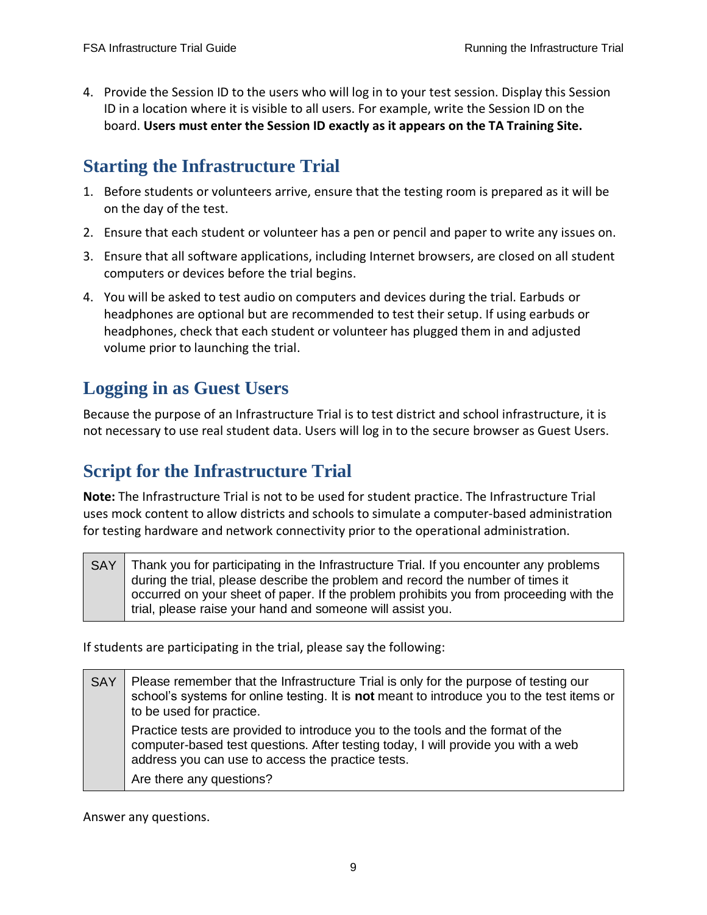4. Provide the Session ID to the users who will log in to your test session. Display this Session ID in a location where it is visible to all users. For example, write the Session ID on the board. **Users must enter the Session ID exactly as it appears on the TA Training Site.**

## Starting the Infrastructure Trial

1. Before students or volunteers arrive, ensure that the testing room is prepared as it will be on the day of the test.
2. Ensure that each student or volunteer has a pen or pencil and paper to write any issues on.
3. Ensure that all software applications, including Internet browsers, are closed on all student computers or devices before the trial begins.
4. You will be asked to test audio on computers and devices during the trial. Earbuds or headphones are optional but are recommended to test their setup. If using earbuds or headphones, check that each student or volunteer has plugged them in and adjusted volume prior to launching the trial.

## Logging in as Guest Users

Because the purpose of an Infrastructure Trial is to test district and school infrastructure, it is not necessary to use real student data. Users will log in to the secure browser as Guest Users.

## Script for the Infrastructure Trial

**Note:** The Infrastructure Trial is not to be used for student practice. The Infrastructure Trial uses mock content to allow districts and schools to simulate a computer-based administration for testing hardware and network connectivity prior to the operational administration.

| SAY | Thank you for participating in the Infrastructure Trial. If you encounter any problems during the trial, please describe the problem and record the number of times it occurred on your sheet of paper. If the problem prohibits you from proceeding with the trial, please raise your hand and someone will assist you. |
|---|---|

If students are participating in the trial, please say the following:

| SAY | Please remember that the Infrastructure Trial is only for the purpose of testing our school's systems for online testing. It is **not** meant to introduce you to the test items or to be used for practice.<br><br>Practice tests are provided to introduce you to the tools and the format of the computer-based test questions. After testing today, I will provide you with a web address you can use to access the practice tests.<br><br>Are there any questions? |
|---|---|

Answer any questions.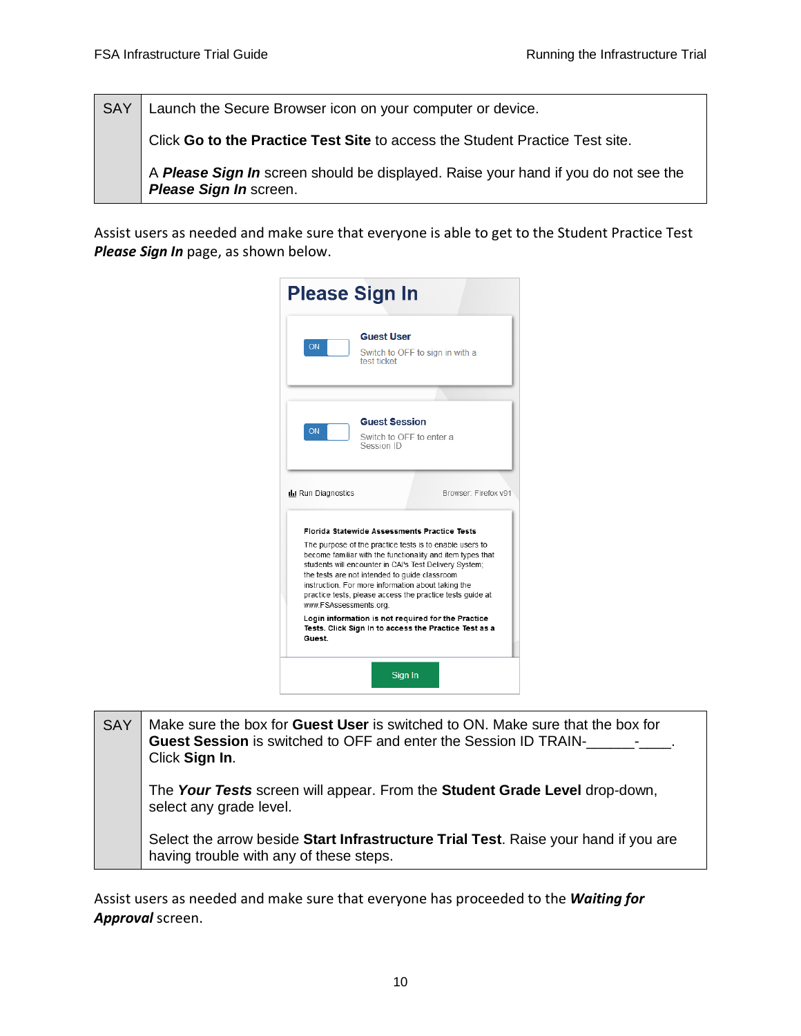| SAY | Launch the Secure Browser icon on your computer or device.<br><br>Click **Go to the Practice Test Site** to access the Student Practice Test site.<br><br>A ***Please Sign In*** screen should be displayed. Raise your hand if you do not see the ***Please Sign In*** screen. |
|---|---|

Assist users as needed and make sure that everyone is able to get to the Student Practice Test ***Please Sign In*** page, as shown below.

**Please Sign In**

ON **Guest User**
Switch to OFF to sign in with a test ticket

ON **Guest Session**
Switch to OFF to enter a Session ID

Run Diagnostics Browser: Firefox v91

**Florida Statewide Assessments Practice Tests**

The purpose of the practice tests is to enable users to become familiar with the functionality and item types that students will encounter in CAI's Test Delivery System; the tests are not intended to guide classroom instruction. For more information about taking the practice tests, please access the practice tests guide at www.FSAssessments.org.

**Login information is not required for the Practice Tests. Click Sign In to access the Practice Test as a Guest.**

Sign In

| SAY | Make sure the box for **Guest User** is switched to ON. Make sure that the box for **Guest Session** is switched to OFF and enter the Session ID TRAIN-______-____. Click **Sign In**.<br><br>The ***Your Tests*** screen will appear. From the **Student Grade Level** drop-down, select any grade level.<br><br>Select the arrow beside **Start Infrastructure Trial Test**. Raise your hand if you are having trouble with any of these steps. |
|---|---|

Assist users as needed and make sure that everyone has proceeded to the ***Waiting for Approval*** screen.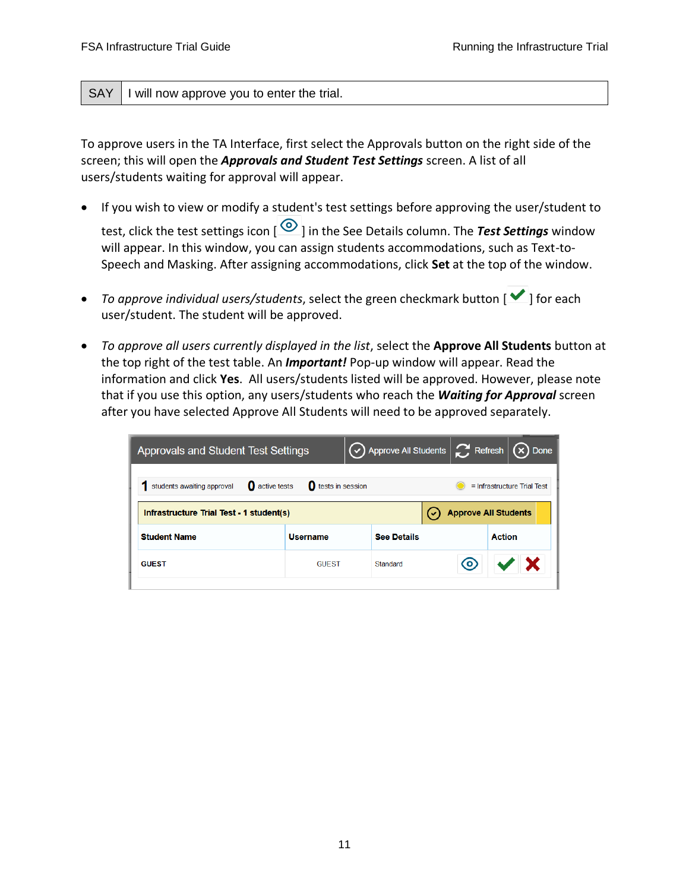| SAY | I will now approve you to enter the trial. |
| --- | --- |

To approve users in the TA Interface, first select the Approvals button on the right side of the screen; this will open the ***Approvals and Student Test Settings*** screen. A list of all users/students waiting for approval will appear.

- If you wish to view or modify a student's test settings before approving the user/student to test, click the test settings icon [ ] in the See Details column. The ***Test Settings*** window will appear. In this window, you can assign students accommodations, such as Text-to-Speech and Masking. After assigning accommodations, click **Set** at the top of the window.
- *To approve individual users/students*, select the green checkmark button [ ] for each user/student. The student will be approved.
- *To approve all users currently displayed in the list*, select the **Approve All Students** button at the top right of the test table. An ***Important!*** Pop-up window will appear. Read the information and click **Yes**. All users/students listed will be approved. However, please note that if you use this option, any users/students who reach the ***Waiting for Approval*** screen after you have selected Approve All Students will need to be approved separately.

Approvals and Student Test Settings | Approve All Students | Refresh | Done

1 students awaiting approval 0 active tests 0 tests in session = Infrastructure Trial Test

Infrastructure Trial Test - 1 student(s) | Approve All Students

| Student Name | Username | See Details | Action |
| --- | --- | --- | --- |
| GUEST | GUEST | Standard | |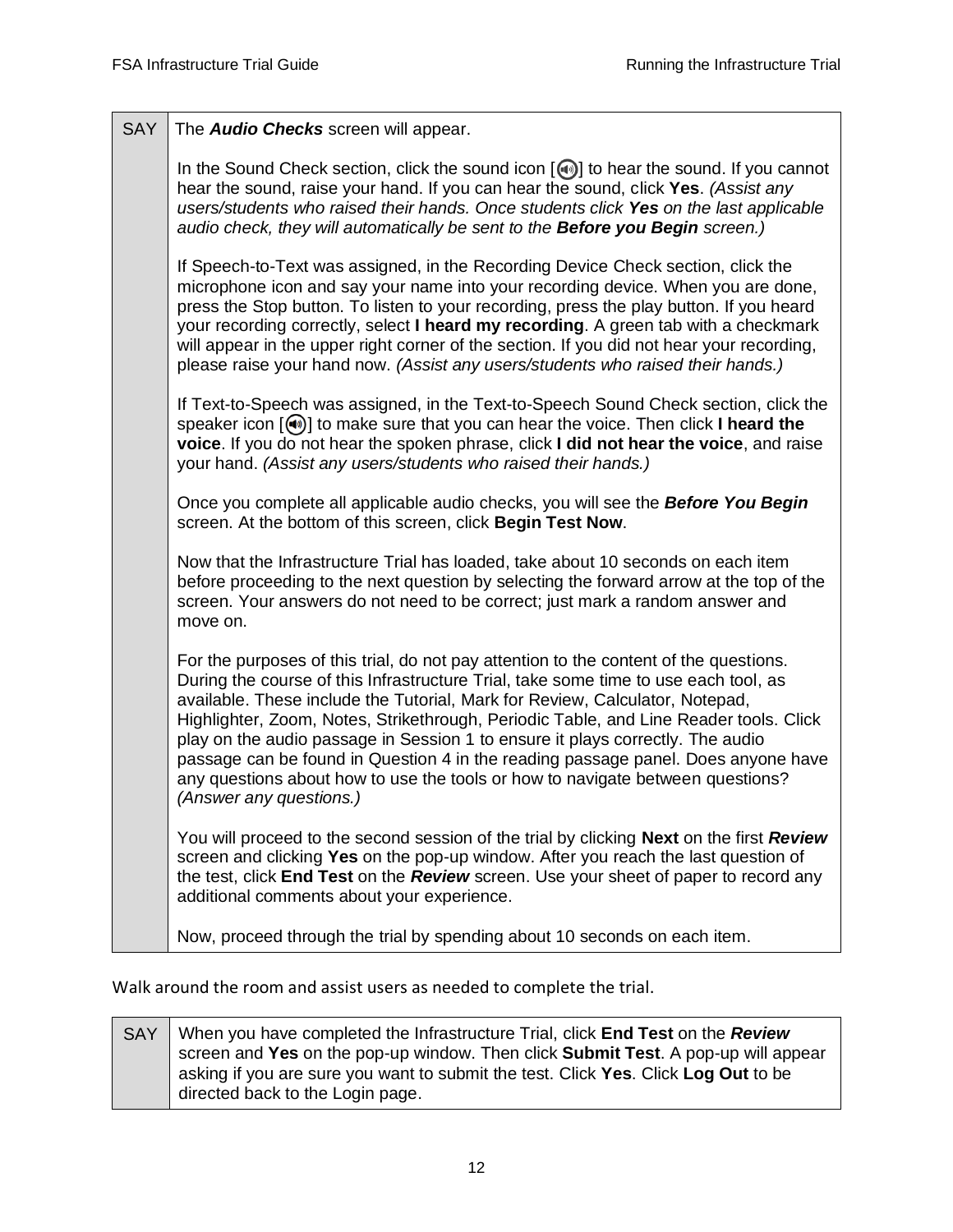| SAY | The ***Audio Checks*** screen will appear.<br><br>In the Sound Check section, click the sound icon [🔊] to hear the sound. If you cannot hear the sound, raise your hand. If you can hear the sound, click **Yes**. *(Assist any users/students who raised their hands. Once students click **Yes** on the last applicable audio check, they will automatically be sent to the **Before you Begin** screen.)*<br><br>If Speech-to-Text was assigned, in the Recording Device Check section, click the microphone icon and say your name into your recording device. When you are done, press the Stop button. To listen to your recording, press the play button. If you heard your recording correctly, select **I heard my recording**. A green tab with a checkmark will appear in the upper right corner of the section. If you did not hear your recording, please raise your hand now. *(Assist any users/students who raised their hands.)*<br><br>If Text-to-Speech was assigned, in the Text-to-Speech Sound Check section, click the speaker icon [🔊] to make sure that you can hear the voice. Then click **I heard the voice**. If you do not hear the spoken phrase, click **I did not hear the voice**, and raise your hand. *(Assist any users/students who raised their hands.)*<br><br>Once you complete all applicable audio checks, you will see the ***Before You Begin*** screen. At the bottom of this screen, click **Begin Test Now**.<br><br>Now that the Infrastructure Trial has loaded, take about 10 seconds on each item before proceeding to the next question by selecting the forward arrow at the top of the screen. Your answers do not need to be correct; just mark a random answer and move on.<br><br>For the purposes of this trial, do not pay attention to the content of the questions. During the course of this Infrastructure Trial, take some time to use each tool, as available. These include the Tutorial, Mark for Review, Calculator, Notepad, Highlighter, Zoom, Notes, Strikethrough, Periodic Table, and Line Reader tools. Click play on the audio passage in Session 1 to ensure it plays correctly. The audio passage can be found in Question 4 in the reading passage panel. Does anyone have any questions about how to use the tools or how to navigate between questions? *(Answer any questions.)*<br><br>You will proceed to the second session of the trial by clicking **Next** on the first ***Review*** screen and clicking **Yes** on the pop-up window. After you reach the last question of the test, click **End Test** on the ***Review*** screen. Use your sheet of paper to record any additional comments about your experience.<br><br>Now, proceed through the trial by spending about 10 seconds on each item. |
|---|---|

Walk around the room and assist users as needed to complete the trial.

| SAY | When you have completed the Infrastructure Trial, click **End Test** on the ***Review*** screen and **Yes** on the pop-up window. Then click **Submit Test**. A pop-up will appear asking if you are sure you want to submit the test. Click **Yes**. Click **Log Out** to be directed back to the Login page. |
|---|---|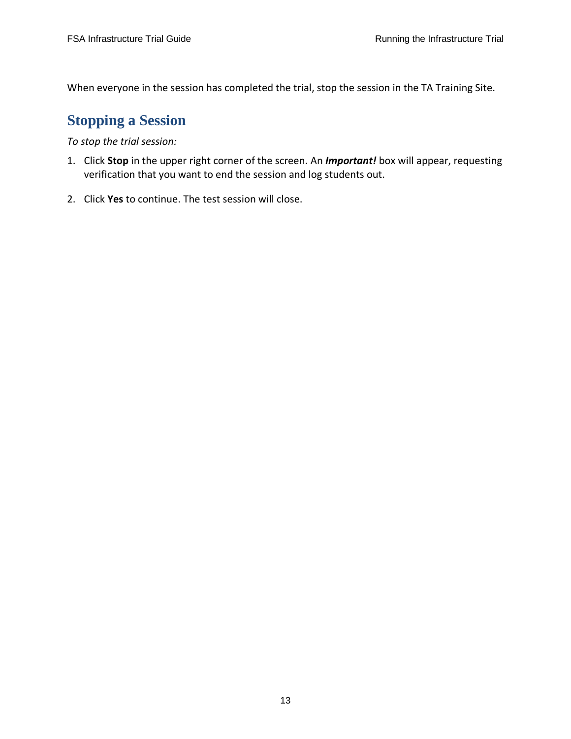When everyone in the session has completed the trial, stop the session in the TA Training Site.

## Stopping a Session

*To stop the trial session:*

1. Click **Stop** in the upper right corner of the screen. An ***Important!*** box will appear, requesting verification that you want to end the session and log students out.

2. Click **Yes** to continue. The test session will close.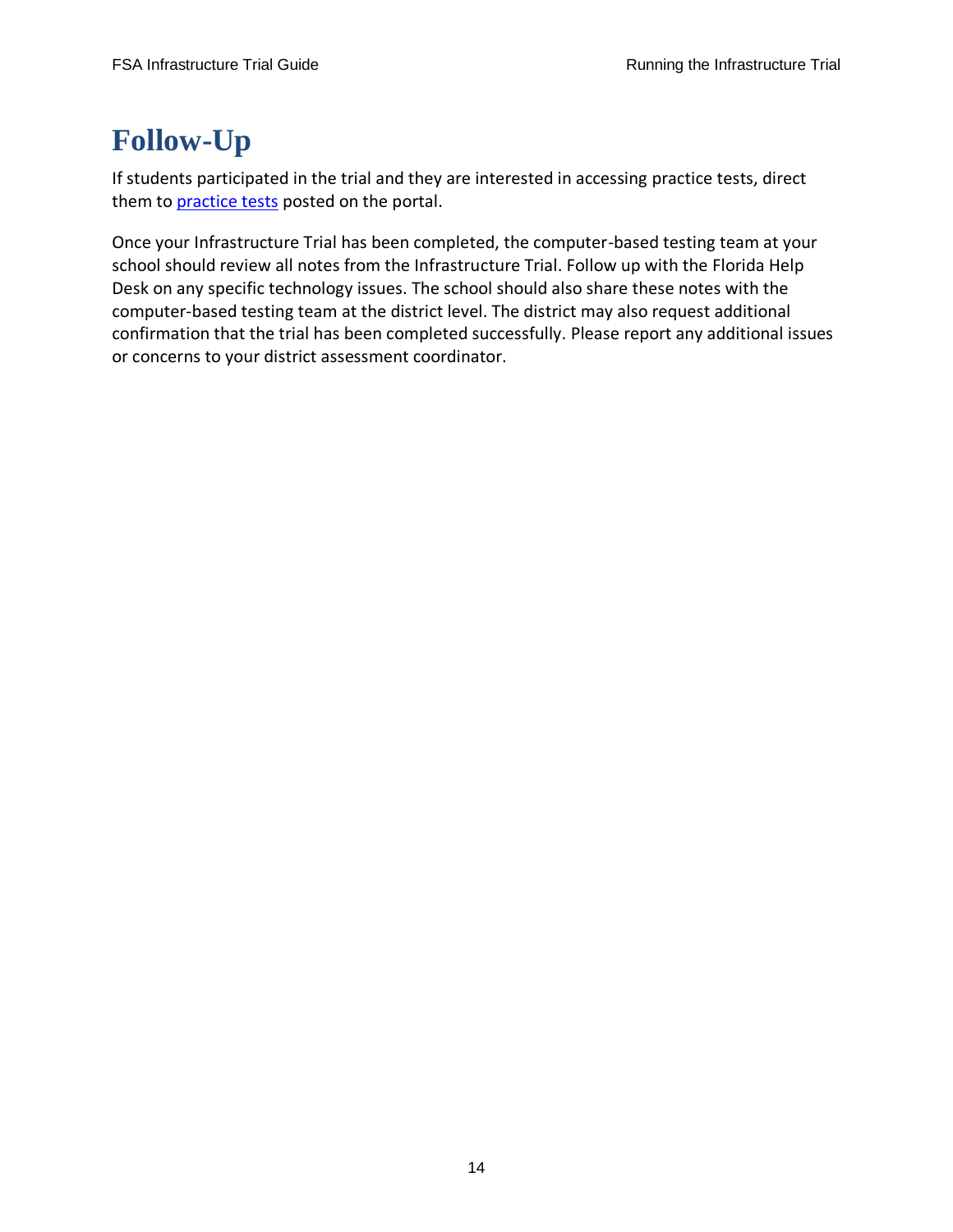# Follow-Up

If students participated in the trial and they are interested in accessing practice tests, direct them to practice tests posted on the portal.

Once your Infrastructure Trial has been completed, the computer-based testing team at your school should review all notes from the Infrastructure Trial. Follow up with the Florida Help Desk on any specific technology issues. The school should also share these notes with the computer-based testing team at the district level. The district may also request additional confirmation that the trial has been completed successfully. Please report any additional issues or concerns to your district assessment coordinator.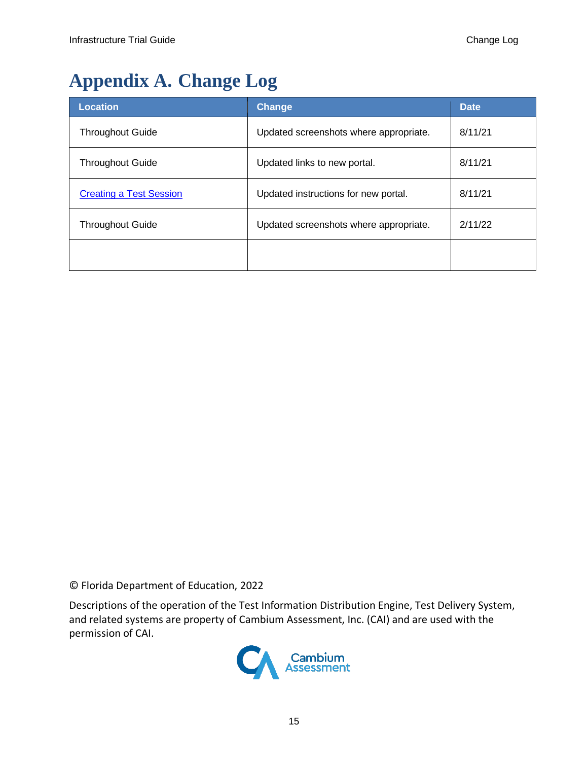# Appendix A. Change Log

| Location | Change | Date |
|---|---|---|
| Throughout Guide | Updated screenshots where appropriate. | 8/11/21 |
| Throughout Guide | Updated links to new portal. | 8/11/21 |
| Creating a Test Session | Updated instructions for new portal. | 8/11/21 |
| Throughout Guide | Updated screenshots where appropriate. | 2/11/22 |
| | | |

© Florida Department of Education, 2022

Descriptions of the operation of the Test Information Distribution Engine, Test Delivery System, and related systems are property of Cambium Assessment, Inc. (CAI) and are used with the permission of CAI.

Cambium Assessment